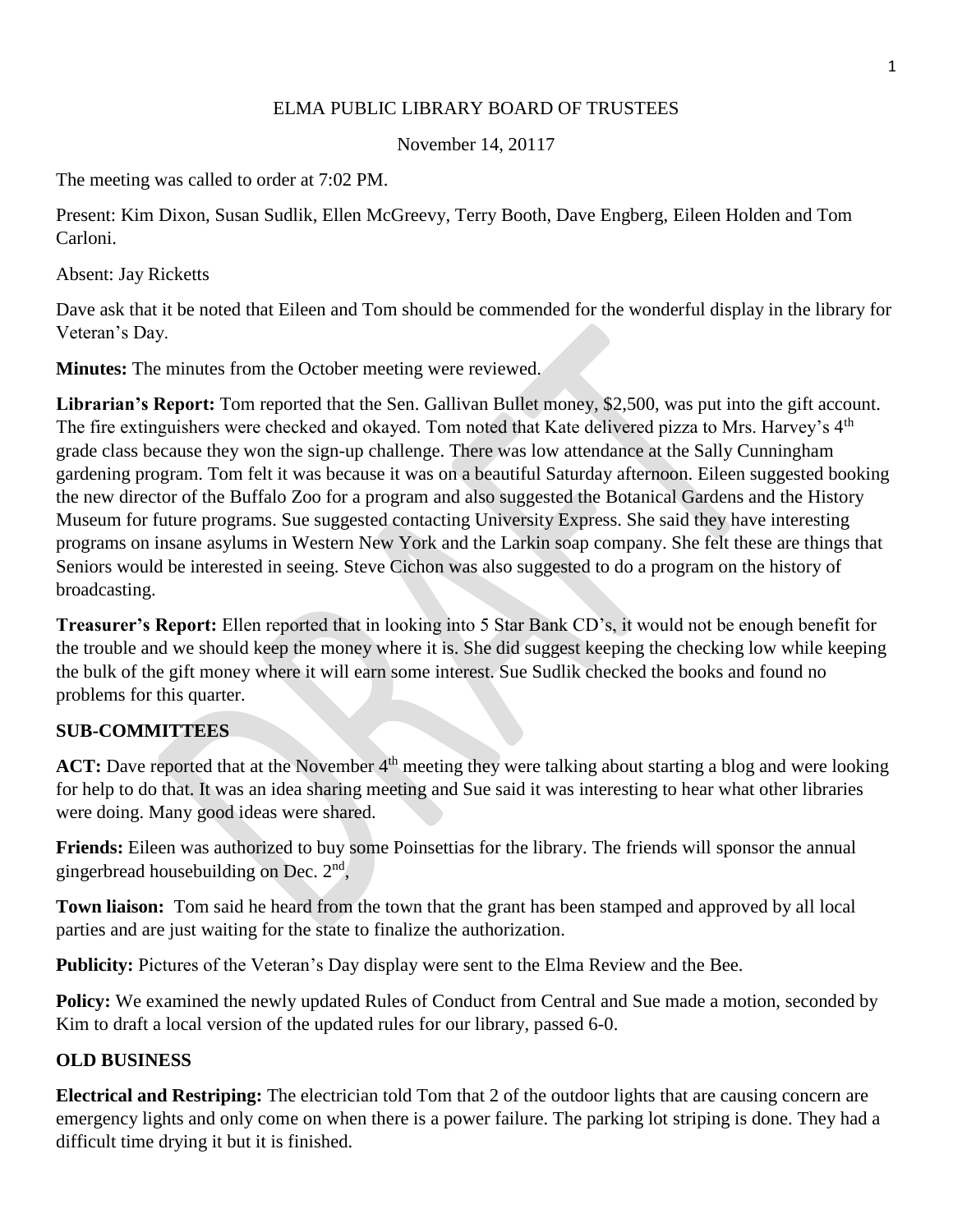# ELMA PUBLIC LIBRARY BOARD OF TRUSTEES

November 14, 20117

The meeting was called to order at 7:02 PM.

Present: Kim Dixon, Susan Sudlik, Ellen McGreevy, Terry Booth, Dave Engberg, Eileen Holden and Tom Carloni.

Absent: Jay Ricketts

Dave ask that it be noted that Eileen and Tom should be commended for the wonderful display in the library for Veteran's Day.

**Minutes:** The minutes from the October meeting were reviewed.

**Librarian's Report:** Tom reported that the Sen. Gallivan Bullet money, $2,500, was put into the gift account. The fire extinguishers were checked and okayed. Tom noted that Kate delivered pizza to Mrs. Harvey's 4th grade class because they won the sign-up challenge. There was low attendance at the Sally Cunningham gardening program. Tom felt it was because it was on a beautiful Saturday afternoon. Eileen suggested booking the new director of the Buffalo Zoo for a program and also suggested the Botanical Gardens and the History Museum for future programs. Sue suggested contacting University Express. She said they have interesting programs on insane asylums in Western New York and the Larkin soap company. She felt these are things that Seniors would be interested in seeing. Steve Cichon was also suggested to do a program on the history of broadcasting.

**Treasurer's Report:** Ellen reported that in looking into 5 Star Bank CD's, it would not be enough benefit for the trouble and we should keep the money where it is. She did suggest keeping the checking low while keeping the bulk of the gift money where it will earn some interest. Sue Sudlik checked the books and found no problems for this quarter.

## SUB-COMMITTEES

**ACT:** Dave reported that at the November 4th meeting they were talking about starting a blog and were looking for help to do that. It was an idea sharing meeting and Sue said it was interesting to hear what other libraries were doing. Many good ideas were shared.

**Friends:** Eileen was authorized to buy some Poinsettias for the library. The friends will sponsor the annual gingerbread housebuilding on Dec. 2nd,

**Town liaison:** Tom said he heard from the town that the grant has been stamped and approved by all local parties and are just waiting for the state to finalize the authorization.

**Publicity:** Pictures of the Veteran's Day display were sent to the Elma Review and the Bee.

**Policy:** We examined the newly updated Rules of Conduct from Central and Sue made a motion, seconded by Kim to draft a local version of the updated rules for our library, passed 6-0.

## OLD BUSINESS

**Electrical and Restriping:** The electrician told Tom that 2 of the outdoor lights that are causing concern are emergency lights and only come on when there is a power failure. The parking lot striping is done. They had a difficult time drying it but it is finished.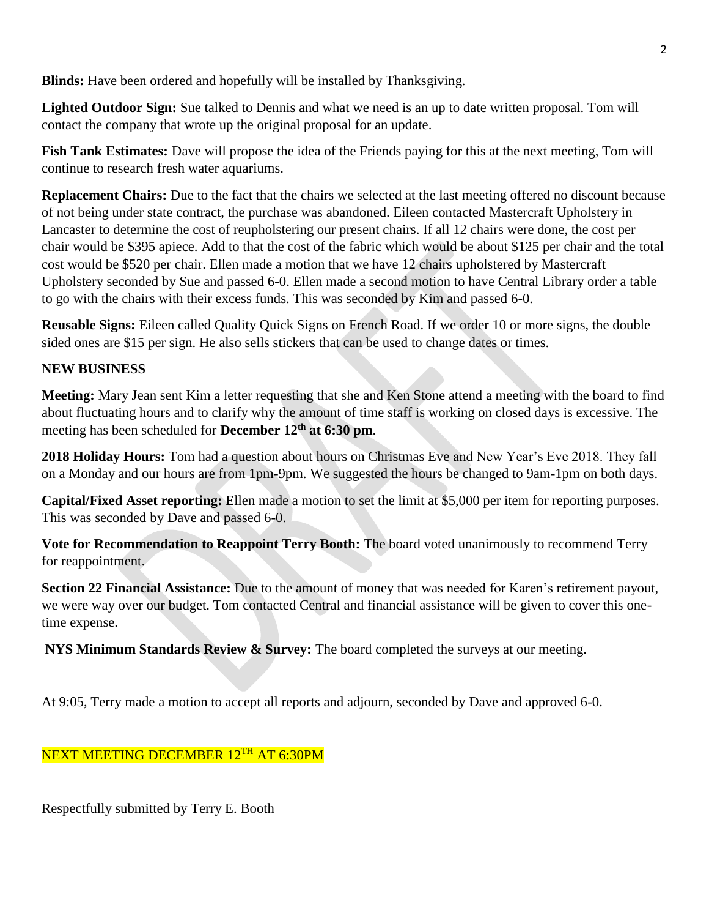**Blinds:** Have been ordered and hopefully will be installed by Thanksgiving.

**Lighted Outdoor Sign:** Sue talked to Dennis and what we need is an up to date written proposal. Tom will contact the company that wrote up the original proposal for an update.

**Fish Tank Estimates:** Dave will propose the idea of the Friends paying for this at the next meeting, Tom will continue to research fresh water aquariums.

**Replacement Chairs:** Due to the fact that the chairs we selected at the last meeting offered no discount because of not being under state contract, the purchase was abandoned. Eileen contacted Mastercraft Upholstery in Lancaster to determine the cost of reupholstering our present chairs. If all 12 chairs were done, the cost per chair would be $395 apiece. Add to that the cost of the fabric which would be about $125 per chair and the total cost would be $520 per chair. Ellen made a motion that we have 12 chairs upholstered by Mastercraft Upholstery seconded by Sue and passed 6-0. Ellen made a second motion to have Central Library order a table to go with the chairs with their excess funds. This was seconded by Kim and passed 6-0.

**Reusable Signs:** Eileen called Quality Quick Signs on French Road. If we order 10 or more signs, the double sided ones are $15 per sign. He also sells stickers that can be used to change dates or times.

## NEW BUSINESS

**Meeting:** Mary Jean sent Kim a letter requesting that she and Ken Stone attend a meeting with the board to find about fluctuating hours and to clarify why the amount of time staff is working on closed days is excessive. The meeting has been scheduled for **December 12th at 6:30 pm**.

**2018 Holiday Hours:** Tom had a question about hours on Christmas Eve and New Year's Eve 2018. They fall on a Monday and our hours are from 1pm-9pm. We suggested the hours be changed to 9am-1pm on both days.

**Capital/Fixed Asset reporting:** Ellen made a motion to set the limit at $5,000 per item for reporting purposes. This was seconded by Dave and passed 6-0.

**Vote for Recommendation to Reappoint Terry Booth:** The board voted unanimously to recommend Terry for reappointment.

**Section 22 Financial Assistance:** Due to the amount of money that was needed for Karen's retirement payout, we were way over our budget. Tom contacted Central and financial assistance will be given to cover this one-time expense.

**NYS Minimum Standards Review & Survey:** The board completed the surveys at our meeting.

At 9:05, Terry made a motion to accept all reports and adjourn, seconded by Dave and approved 6-0.

NEXT MEETING DECEMBER 12TH AT 6:30PM

Respectfully submitted by Terry E. Booth